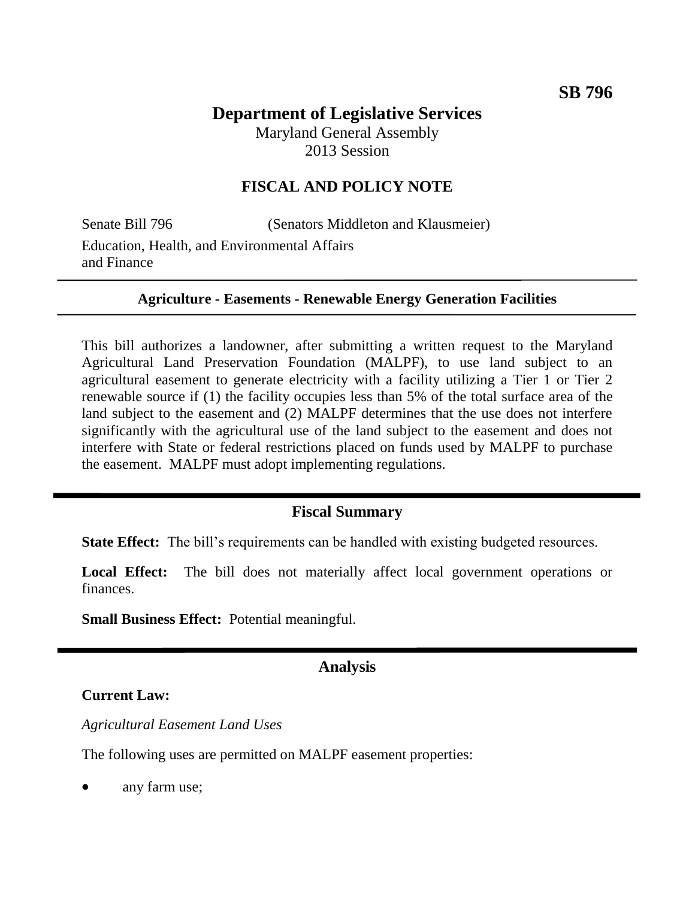SB 796

# Department of Legislative Services

Maryland General Assembly
2013 Session

## FISCAL AND POLICY NOTE

Senate Bill 796 (Senators Middleton and Klausmeier)
Education, Health, and Environmental Affairs and Finance

**Agriculture - Easements - Renewable Energy Generation Facilities**

This bill authorizes a landowner, after submitting a written request to the Maryland Agricultural Land Preservation Foundation (MALPF), to use land subject to an agricultural easement to generate electricity with a facility utilizing a Tier 1 or Tier 2 renewable source if (1) the facility occupies less than 5% of the total surface area of the land subject to the easement and (2) MALPF determines that the use does not interfere significantly with the agricultural use of the land subject to the easement and does not interfere with State or federal restrictions placed on funds used by MALPF to purchase the easement. MALPF must adopt implementing regulations.

## Fiscal Summary

**State Effect:** The bill's requirements can be handled with existing budgeted resources.

**Local Effect:** The bill does not materially affect local government operations or finances.

**Small Business Effect:** Potential meaningful.

## Analysis

### Current Law:

*Agricultural Easement Land Uses*

The following uses are permitted on MALPF easement properties:

- any farm use;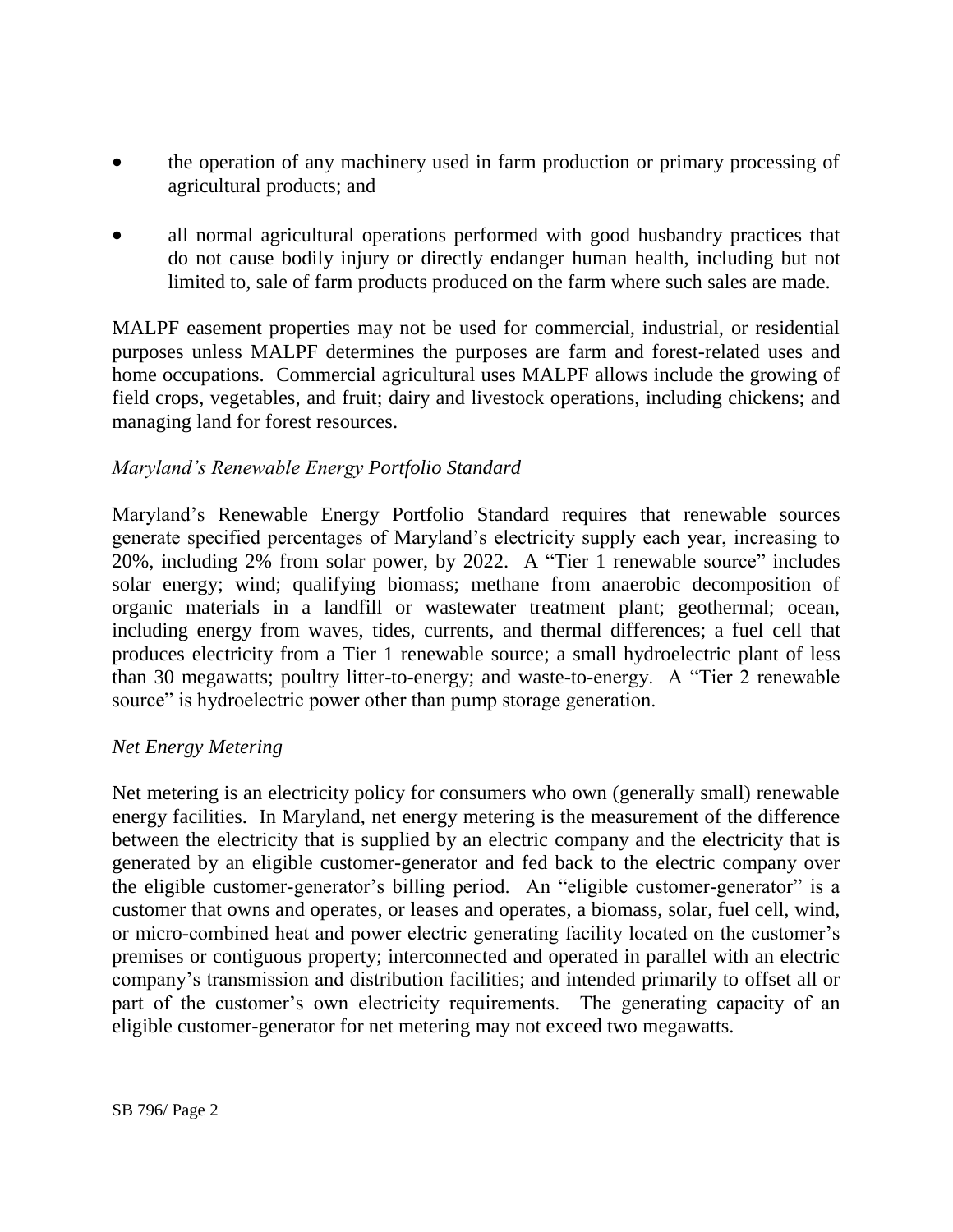- the operation of any machinery used in farm production or primary processing of agricultural products; and
- all normal agricultural operations performed with good husbandry practices that do not cause bodily injury or directly endanger human health, including but not limited to, sale of farm products produced on the farm where such sales are made.

MALPF easement properties may not be used for commercial, industrial, or residential purposes unless MALPF determines the purposes are farm and forest-related uses and home occupations. Commercial agricultural uses MALPF allows include the growing of field crops, vegetables, and fruit; dairy and livestock operations, including chickens; and managing land for forest resources.

*Maryland's Renewable Energy Portfolio Standard*

Maryland's Renewable Energy Portfolio Standard requires that renewable sources generate specified percentages of Maryland's electricity supply each year, increasing to 20%, including 2% from solar power, by 2022. A "Tier 1 renewable source" includes solar energy; wind; qualifying biomass; methane from anaerobic decomposition of organic materials in a landfill or wastewater treatment plant; geothermal; ocean, including energy from waves, tides, currents, and thermal differences; a fuel cell that produces electricity from a Tier 1 renewable source; a small hydroelectric plant of less than 30 megawatts; poultry litter-to-energy; and waste-to-energy. A "Tier 2 renewable source" is hydroelectric power other than pump storage generation.

*Net Energy Metering*

Net metering is an electricity policy for consumers who own (generally small) renewable energy facilities. In Maryland, net energy metering is the measurement of the difference between the electricity that is supplied by an electric company and the electricity that is generated by an eligible customer-generator and fed back to the electric company over the eligible customer-generator's billing period. An "eligible customer-generator" is a customer that owns and operates, or leases and operates, a biomass, solar, fuel cell, wind, or micro-combined heat and power electric generating facility located on the customer's premises or contiguous property; interconnected and operated in parallel with an electric company's transmission and distribution facilities; and intended primarily to offset all or part of the customer's own electricity requirements. The generating capacity of an eligible customer-generator for net metering may not exceed two megawatts.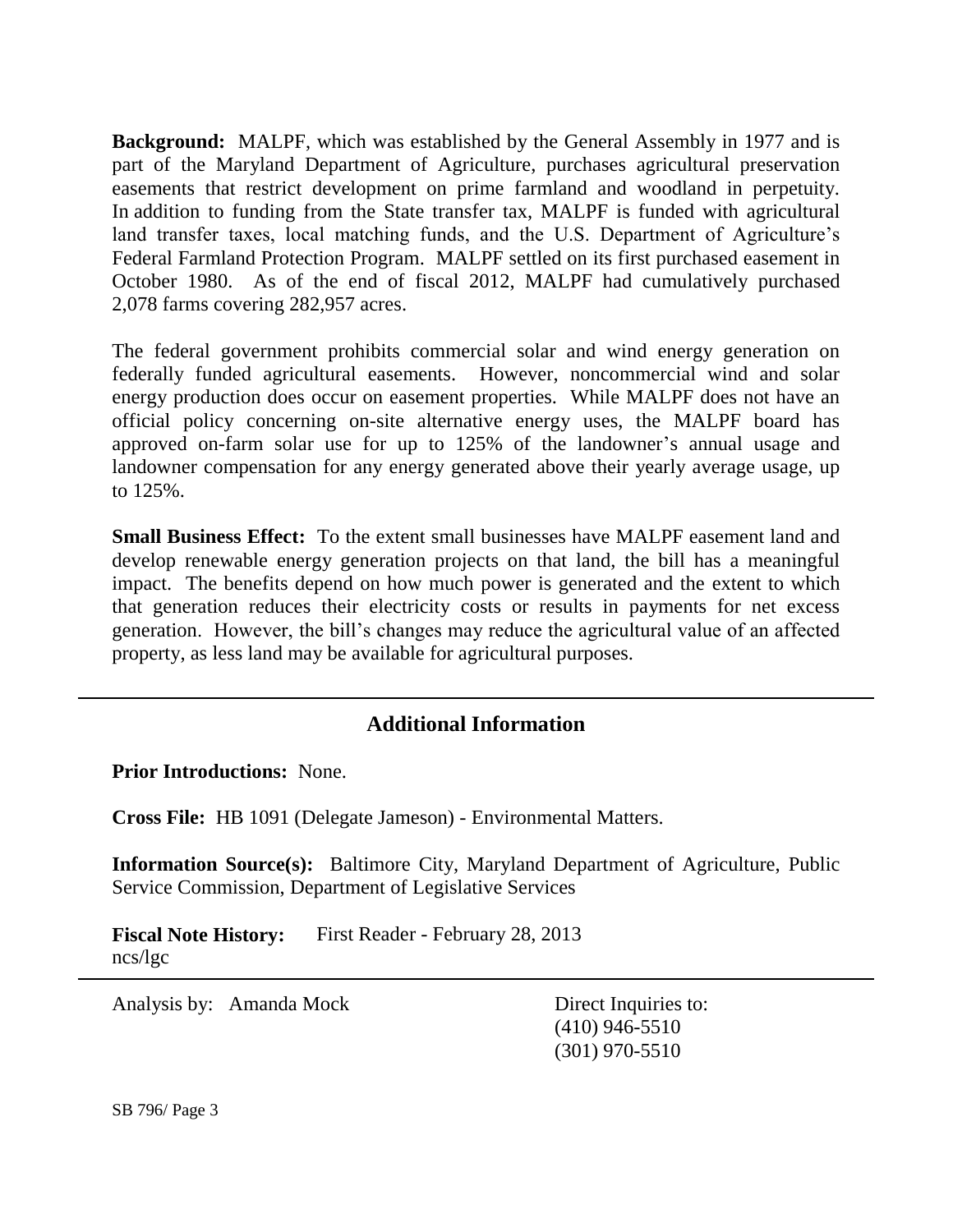**Background:** MALPF, which was established by the General Assembly in 1977 and is part of the Maryland Department of Agriculture, purchases agricultural preservation easements that restrict development on prime farmland and woodland in perpetuity. In addition to funding from the State transfer tax, MALPF is funded with agricultural land transfer taxes, local matching funds, and the U.S. Department of Agriculture's Federal Farmland Protection Program. MALPF settled on its first purchased easement in October 1980. As of the end of fiscal 2012, MALPF had cumulatively purchased 2,078 farms covering 282,957 acres.

The federal government prohibits commercial solar and wind energy generation on federally funded agricultural easements. However, noncommercial wind and solar energy production does occur on easement properties. While MALPF does not have an official policy concerning on-site alternative energy uses, the MALPF board has approved on-farm solar use for up to 125% of the landowner's annual usage and landowner compensation for any energy generated above their yearly average usage, up to 125%.

**Small Business Effect:** To the extent small businesses have MALPF easement land and develop renewable energy generation projects on that land, the bill has a meaningful impact. The benefits depend on how much power is generated and the extent to which that generation reduces their electricity costs or results in payments for net excess generation. However, the bill's changes may reduce the agricultural value of an affected property, as less land may be available for agricultural purposes.

## Additional Information

**Prior Introductions:** None.

**Cross File:** HB 1091 (Delegate Jameson) - Environmental Matters.

**Information Source(s):** Baltimore City, Maryland Department of Agriculture, Public Service Commission, Department of Legislative Services

**Fiscal Note History:** First Reader - February 28, 2013
ncs/lgc

Analysis by: Amanda Mock

Direct Inquiries to:
(410) 946-5510
(301) 970-5510